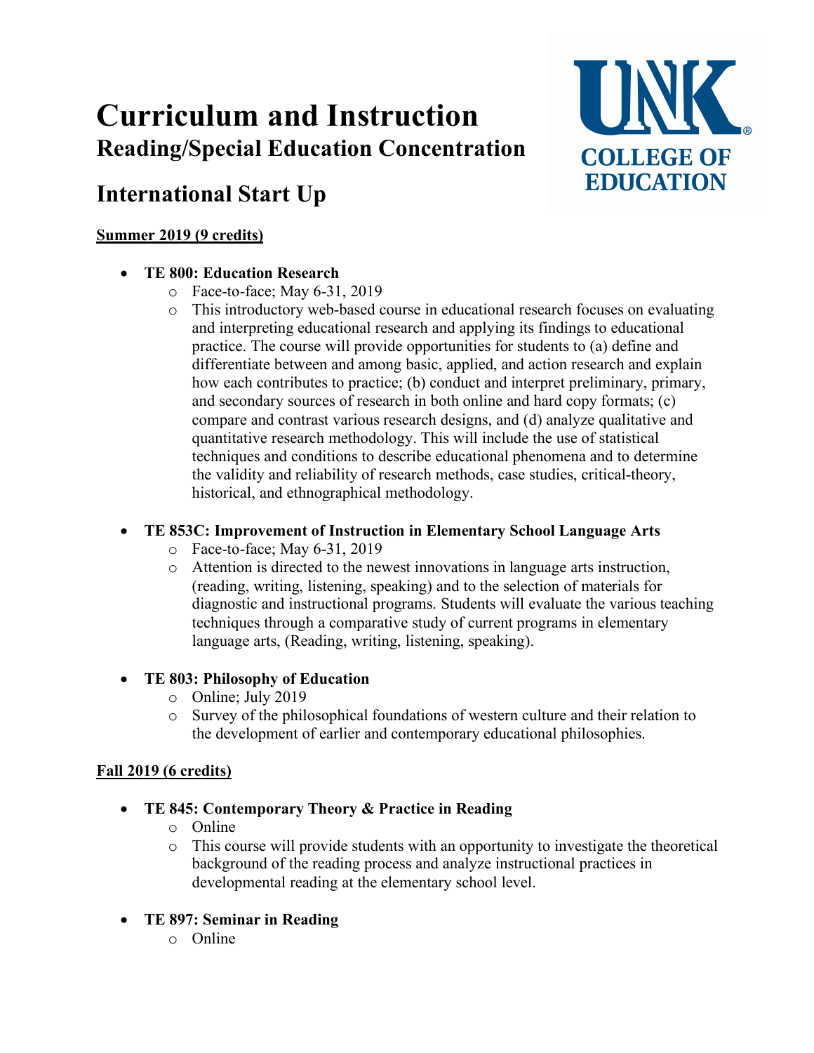# Curriculum and Instruction

## Reading/Special Education Concentration

## International Start Up

**Summer 2019 (9 credits)**

- **TE 800: Education Research**
  - Face-to-face; May 6-31, 2019
  - This introductory web-based course in educational research focuses on evaluating and interpreting educational research and applying its findings to educational practice. The course will provide opportunities for students to (a) define and differentiate between and among basic, applied, and action research and explain how each contributes to practice; (b) conduct and interpret preliminary, primary, and secondary sources of research in both online and hard copy formats; (c) compare and contrast various research designs, and (d) analyze qualitative and quantitative research methodology. This will include the use of statistical techniques and conditions to describe educational phenomena and to determine the validity and reliability of research methods, case studies, critical-theory, historical, and ethnographical methodology.

- **TE 853C: Improvement of Instruction in Elementary School Language Arts**
  - Face-to-face; May 6-31, 2019
  - Attention is directed to the newest innovations in language arts instruction, (reading, writing, listening, speaking) and to the selection of materials for diagnostic and instructional programs. Students will evaluate the various teaching techniques through a comparative study of current programs in elementary language arts, (Reading, writing, listening, speaking).

- **TE 803: Philosophy of Education**
  - Online; July 2019
  - Survey of the philosophical foundations of western culture and their relation to the development of earlier and contemporary educational philosophies.

**Fall 2019 (6 credits)**

- **TE 845: Contemporary Theory & Practice in Reading**
  - Online
  - This course will provide students with an opportunity to investigate the theoretical background of the reading process and analyze instructional practices in developmental reading at the elementary school level.

- **TE 897: Seminar in Reading**
  - Online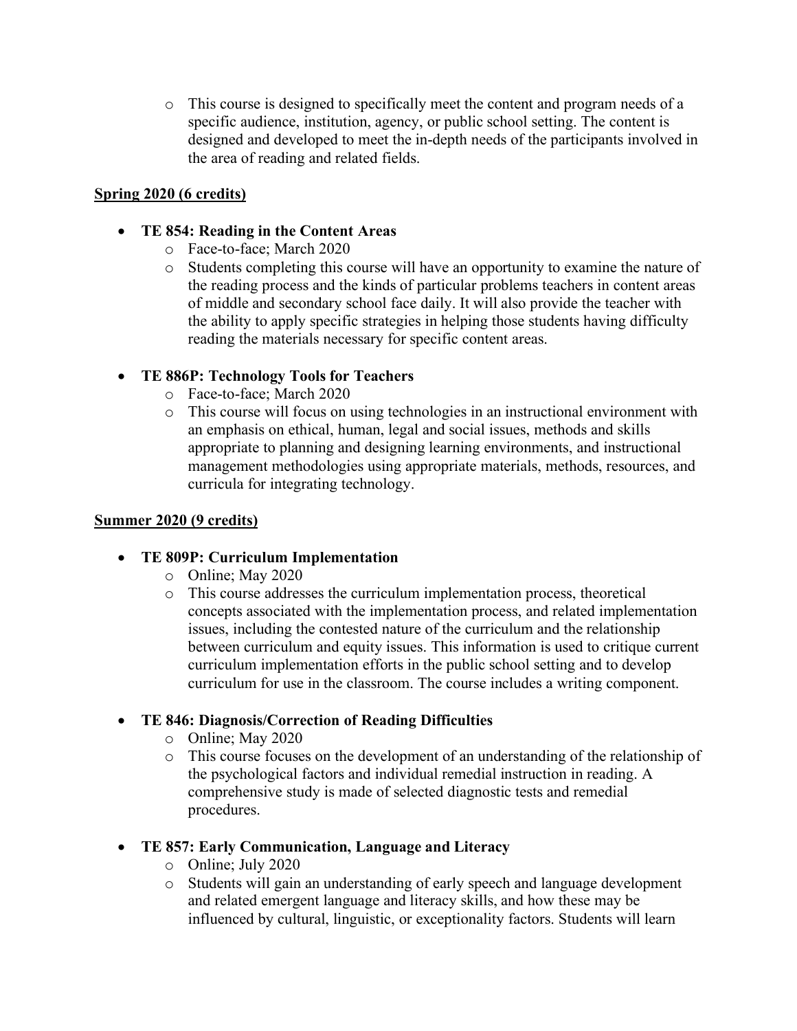- This course is designed to specifically meet the content and program needs of a specific audience, institution, agency, or public school setting. The content is designed and developed to meet the in-depth needs of the participants involved in the area of reading and related fields.

**Spring 2020 (6 credits)**

- **TE 854: Reading in the Content Areas**
    - Face-to-face; March 2020
    - Students completing this course will have an opportunity to examine the nature of the reading process and the kinds of particular problems teachers in content areas of middle and secondary school face daily. It will also provide the teacher with the ability to apply specific strategies in helping those students having difficulty reading the materials necessary for specific content areas.

- **TE 886P: Technology Tools for Teachers**
    - Face-to-face; March 2020
    - This course will focus on using technologies in an instructional environment with an emphasis on ethical, human, legal and social issues, methods and skills appropriate to planning and designing learning environments, and instructional management methodologies using appropriate materials, methods, resources, and curricula for integrating technology.

**Summer 2020 (9 credits)**

- **TE 809P: Curriculum Implementation**
    - Online; May 2020
    - This course addresses the curriculum implementation process, theoretical concepts associated with the implementation process, and related implementation issues, including the contested nature of the curriculum and the relationship between curriculum and equity issues. This information is used to critique current curriculum implementation efforts in the public school setting and to develop curriculum for use in the classroom. The course includes a writing component.

- **TE 846: Diagnosis/Correction of Reading Difficulties**
    - Online; May 2020
    - This course focuses on the development of an understanding of the relationship of the psychological factors and individual remedial instruction in reading. A comprehensive study is made of selected diagnostic tests and remedial procedures.

- **TE 857: Early Communication, Language and Literacy**
    - Online; July 2020
    - Students will gain an understanding of early speech and language development and related emergent language and literacy skills, and how these may be influenced by cultural, linguistic, or exceptionality factors. Students will learn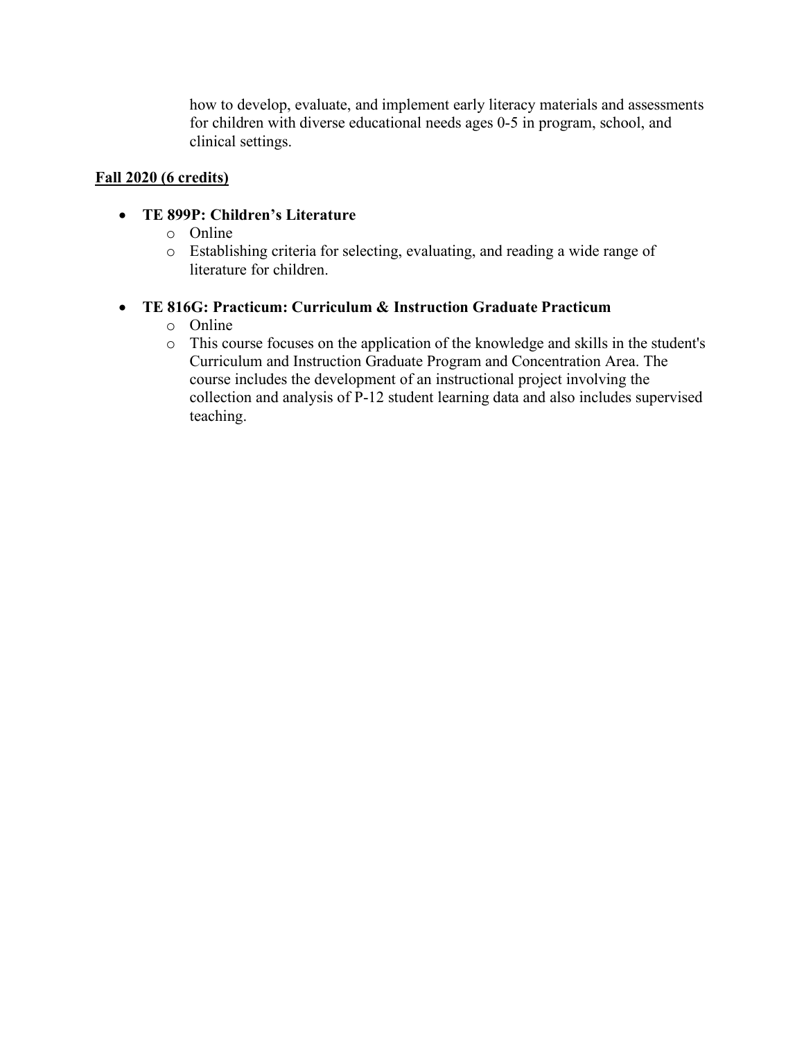how to develop, evaluate, and implement early literacy materials and assessments for children with diverse educational needs ages 0-5 in program, school, and clinical settings.

**Fall 2020 (6 credits)**

- **TE 899P: Children's Literature**
  - Online
  - Establishing criteria for selecting, evaluating, and reading a wide range of literature for children.
- **TE 816G: Practicum: Curriculum & Instruction Graduate Practicum**
  - Online
  - This course focuses on the application of the knowledge and skills in the student's Curriculum and Instruction Graduate Program and Concentration Area. The course includes the development of an instructional project involving the collection and analysis of P-12 student learning data and also includes supervised teaching.